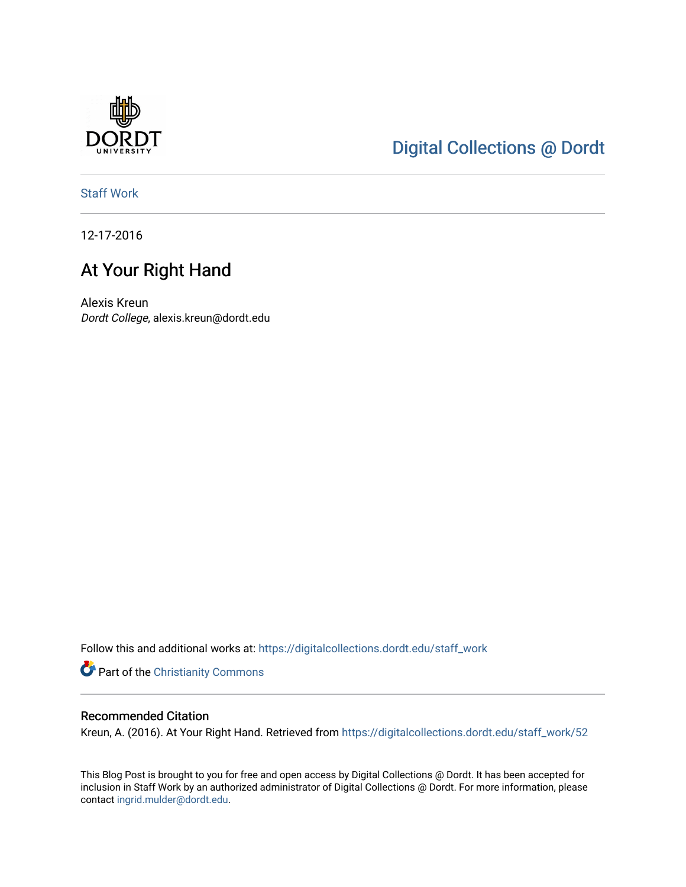Digital Collections @ Dordt

Staff Work

12-17-2016

# At Your Right Hand

Alexis Kreun
*Dordt College*, alexis.kreun@dordt.edu

Follow this and additional works at: https://digitalcollections.dordt.edu/staff_work

Part of the Christianity Commons

## Recommended Citation

Kreun, A. (2016). At Your Right Hand. Retrieved from https://digitalcollections.dordt.edu/staff_work/52

This Blog Post is brought to you for free and open access by Digital Collections @ Dordt. It has been accepted for inclusion in Staff Work by an authorized administrator of Digital Collections @ Dordt. For more information, please contact ingrid.mulder@dordt.edu.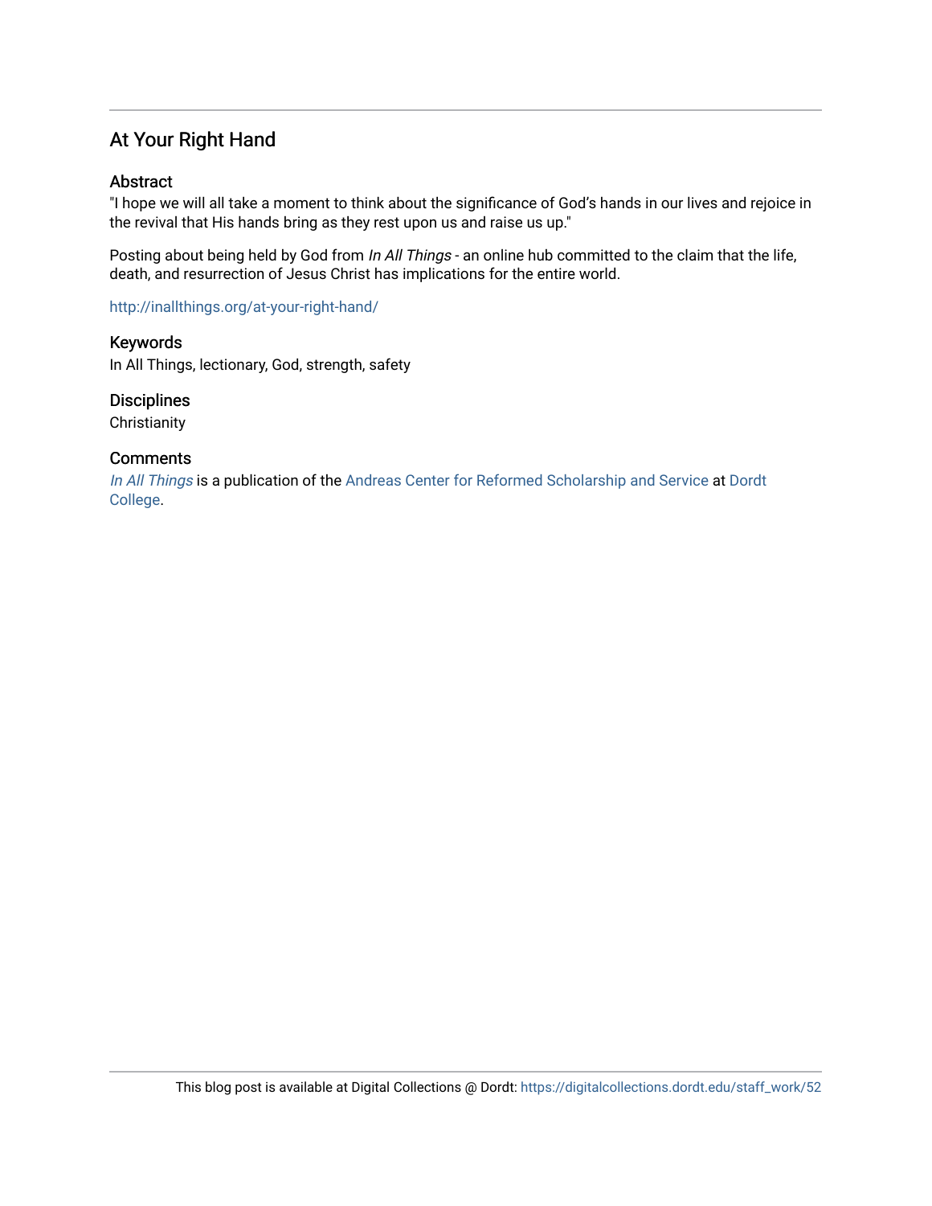## At Your Right Hand

### Abstract

"I hope we will all take a moment to think about the significance of God's hands in our lives and rejoice in the revival that His hands bring as they rest upon us and raise us up."

Posting about being held by God from *In All Things* - an online hub committed to the claim that the life, death, and resurrection of Jesus Christ has implications for the entire world.

http://inallthings.org/at-your-right-hand/

### Keywords

In All Things, lectionary, God, strength, safety

### Disciplines

Christianity

### Comments

*In All Things* is a publication of the Andreas Center for Reformed Scholarship and Service at Dordt College.

This blog post is available at Digital Collections @ Dordt: https://digitalcollections.dordt.edu/staff_work/52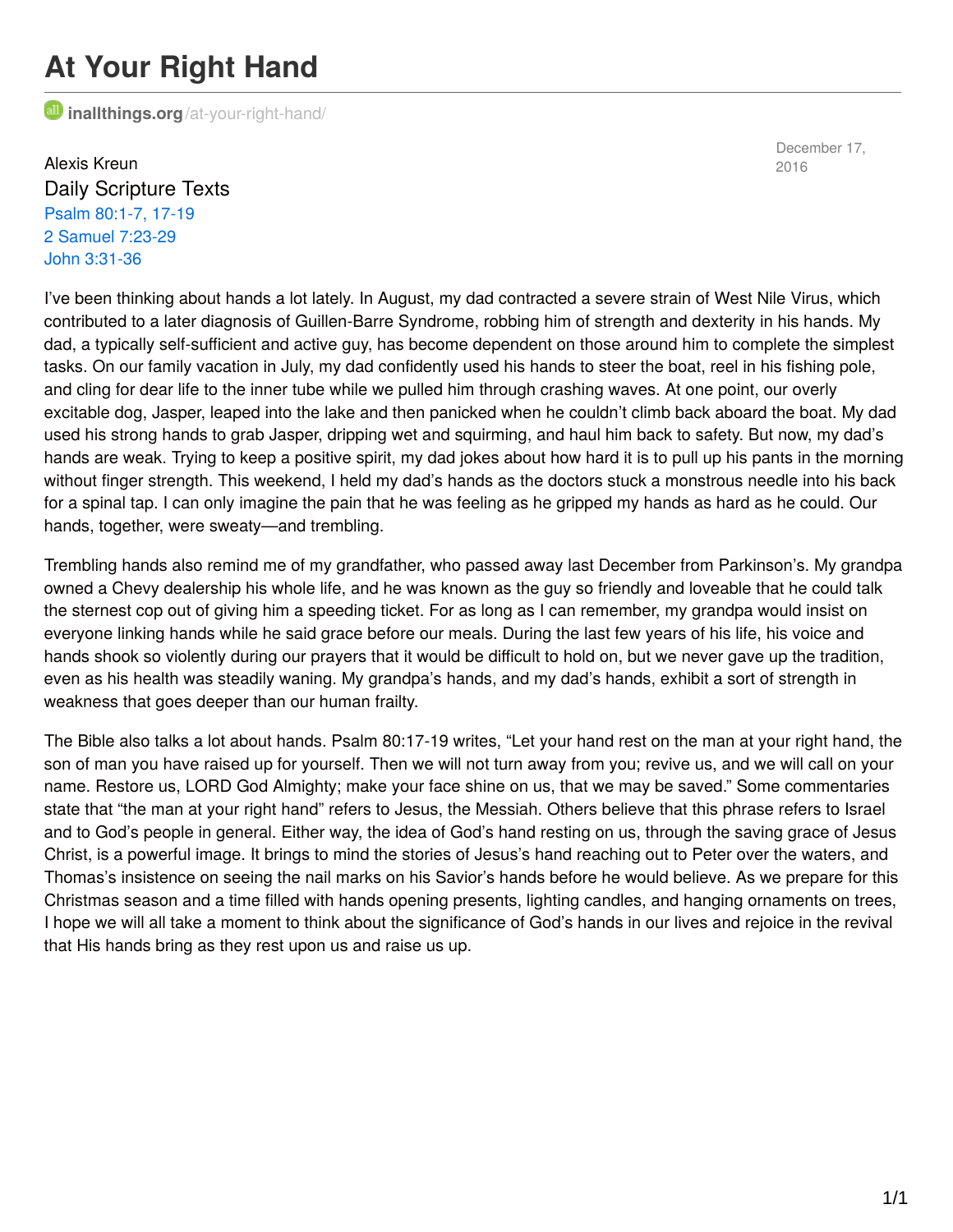# At Your Right Hand

inallthings.org/at-your-right-hand/

Alexis Kreun

December 17, 2016

Daily Scripture Texts

Psalm 80:1-7, 17-19
2 Samuel 7:23-29
John 3:31-36

I've been thinking about hands a lot lately. In August, my dad contracted a severe strain of West Nile Virus, which contributed to a later diagnosis of Guillen-Barre Syndrome, robbing him of strength and dexterity in his hands. My dad, a typically self-sufficient and active guy, has become dependent on those around him to complete the simplest tasks. On our family vacation in July, my dad confidently used his hands to steer the boat, reel in his fishing pole, and cling for dear life to the inner tube while we pulled him through crashing waves. At one point, our overly excitable dog, Jasper, leaped into the lake and then panicked when he couldn't climb back aboard the boat. My dad used his strong hands to grab Jasper, dripping wet and squirming, and haul him back to safety. But now, my dad's hands are weak. Trying to keep a positive spirit, my dad jokes about how hard it is to pull up his pants in the morning without finger strength. This weekend, I held my dad's hands as the doctors stuck a monstrous needle into his back for a spinal tap. I can only imagine the pain that he was feeling as he gripped my hands as hard as he could. Our hands, together, were sweaty—and trembling.

Trembling hands also remind me of my grandfather, who passed away last December from Parkinson's. My grandpa owned a Chevy dealership his whole life, and he was known as the guy so friendly and loveable that he could talk the sternest cop out of giving him a speeding ticket. For as long as I can remember, my grandpa would insist on everyone linking hands while he said grace before our meals. During the last few years of his life, his voice and hands shook so violently during our prayers that it would be difficult to hold on, but we never gave up the tradition, even as his health was steadily waning. My grandpa's hands, and my dad's hands, exhibit a sort of strength in weakness that goes deeper than our human frailty.

The Bible also talks a lot about hands. Psalm 80:17-19 writes, "Let your hand rest on the man at your right hand, the son of man you have raised up for yourself. Then we will not turn away from you; revive us, and we will call on your name. Restore us, LORD God Almighty; make your face shine on us, that we may be saved." Some commentaries state that "the man at your right hand" refers to Jesus, the Messiah. Others believe that this phrase refers to Israel and to God's people in general. Either way, the idea of God's hand resting on us, through the saving grace of Jesus Christ, is a powerful image. It brings to mind the stories of Jesus's hand reaching out to Peter over the waters, and Thomas's insistence on seeing the nail marks on his Savior's hands before he would believe. As we prepare for this Christmas season and a time filled with hands opening presents, lighting candles, and hanging ornaments on trees, I hope we will all take a moment to think about the significance of God's hands in our lives and rejoice in the revival that His hands bring as they rest upon us and raise us up.